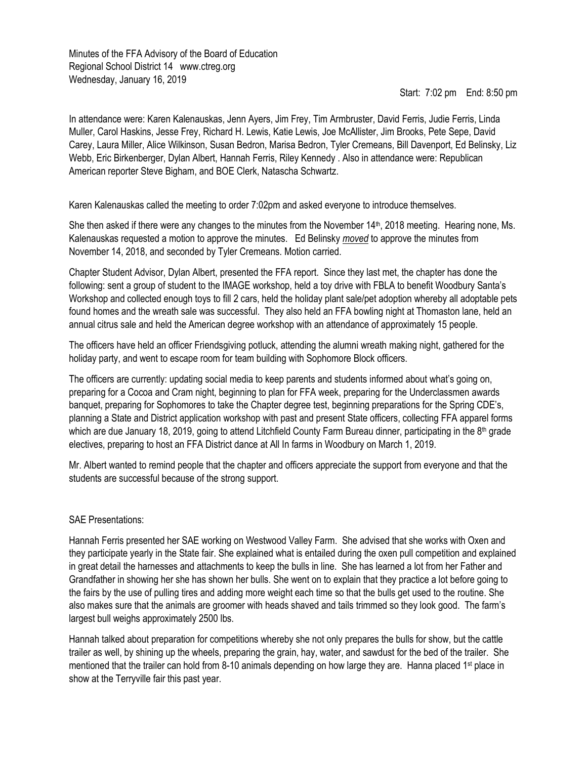Minutes of the FFA Advisory of the Board of Education
Regional School District 14 www.ctreg.org
Wednesday, January 16, 2019

Start: 7:02 pm End: 8:50 pm

In attendance were: Karen Kalenauskas, Jenn Ayers, Jim Frey, Tim Armbruster, David Ferris, Judie Ferris, Linda Muller, Carol Haskins, Jesse Frey, Richard H. Lewis, Katie Lewis, Joe McAllister, Jim Brooks, Pete Sepe, David Carey, Laura Miller, Alice Wilkinson, Susan Bedron, Marisa Bedron, Tyler Cremeans, Bill Davenport, Ed Belinsky, Liz Webb, Eric Birkenberger, Dylan Albert, Hannah Ferris, Riley Kennedy . Also in attendance were: Republican American reporter Steve Bigham, and BOE Clerk, Natascha Schwartz.

Karen Kalenauskas called the meeting to order 7:02pm and asked everyone to introduce themselves.

She then asked if there were any changes to the minutes from the November 14th, 2018 meeting. Hearing none, Ms. Kalenauskas requested a motion to approve the minutes. Ed Belinsky ***moved*** to approve the minutes from November 14, 2018, and seconded by Tyler Cremeans. Motion carried.

Chapter Student Advisor, Dylan Albert, presented the FFA report. Since they last met, the chapter has done the following: sent a group of student to the IMAGE workshop, held a toy drive with FBLA to benefit Woodbury Santa's Workshop and collected enough toys to fill 2 cars, held the holiday plant sale/pet adoption whereby all adoptable pets found homes and the wreath sale was successful. They also held an FFA bowling night at Thomaston lane, held an annual citrus sale and held the American degree workshop with an attendance of approximately 15 people.

The officers have held an officer Friendsgiving potluck, attending the alumni wreath making night, gathered for the holiday party, and went to escape room for team building with Sophomore Block officers.

The officers are currently: updating social media to keep parents and students informed about what's going on, preparing for a Cocoa and Cram night, beginning to plan for FFA week, preparing for the Underclassmen awards banquet, preparing for Sophomores to take the Chapter degree test, beginning preparations for the Spring CDE's, planning a State and District application workshop with past and present State officers, collecting FFA apparel forms which are due January 18, 2019, going to attend Litchfield County Farm Bureau dinner, participating in the 8th grade electives, preparing to host an FFA District dance at All In farms in Woodbury on March 1, 2019.

Mr. Albert wanted to remind people that the chapter and officers appreciate the support from everyone and that the students are successful because of the strong support.

SAE Presentations:

Hannah Ferris presented her SAE working on Westwood Valley Farm. She advised that she works with Oxen and they participate yearly in the State fair. She explained what is entailed during the oxen pull competition and explained in great detail the harnesses and attachments to keep the bulls in line. She has learned a lot from her Father and Grandfather in showing her she has shown her bulls. She went on to explain that they practice a lot before going to the fairs by the use of pulling tires and adding more weight each time so that the bulls get used to the routine. She also makes sure that the animals are groomer with heads shaved and tails trimmed so they look good. The farm's largest bull weighs approximately 2500 lbs.

Hannah talked about preparation for competitions whereby she not only prepares the bulls for show, but the cattle trailer as well, by shining up the wheels, preparing the grain, hay, water, and sawdust for the bed of the trailer. She mentioned that the trailer can hold from 8-10 animals depending on how large they are. Hanna placed 1st place in show at the Terryville fair this past year.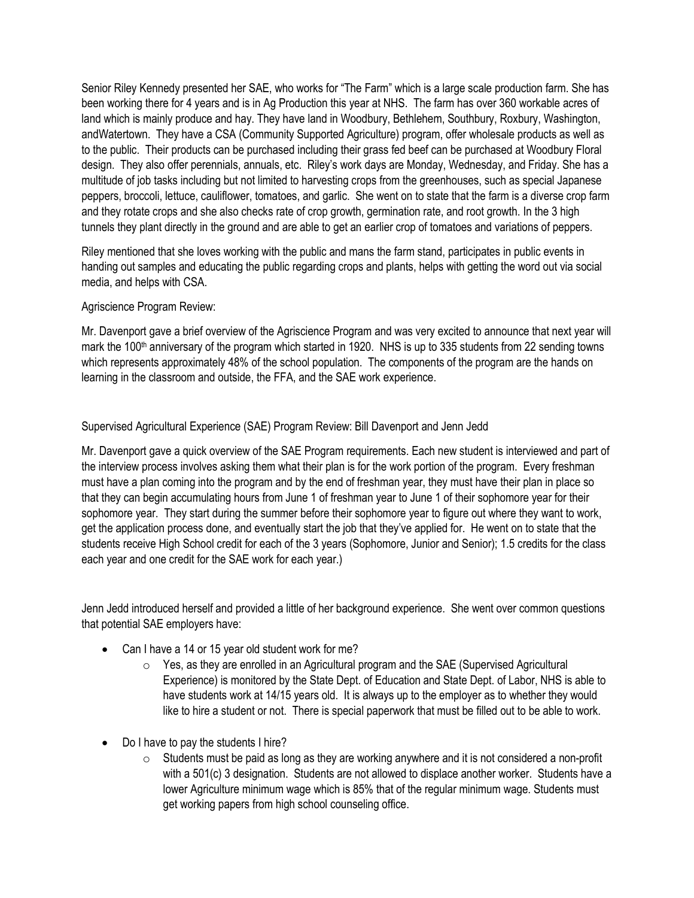Senior Riley Kennedy presented her SAE, who works for "The Farm" which is a large scale production farm. She has been working there for 4 years and is in Ag Production this year at NHS. The farm has over 360 workable acres of land which is mainly produce and hay. They have land in Woodbury, Bethlehem, Southbury, Roxbury, Washington, andWatertown. They have a CSA (Community Supported Agriculture) program, offer wholesale products as well as to the public. Their products can be purchased including their grass fed beef can be purchased at Woodbury Floral design. They also offer perennials, annuals, etc. Riley's work days are Monday, Wednesday, and Friday. She has a multitude of job tasks including but not limited to harvesting crops from the greenhouses, such as special Japanese peppers, broccoli, lettuce, cauliflower, tomatoes, and garlic. She went on to state that the farm is a diverse crop farm and they rotate crops and she also checks rate of crop growth, germination rate, and root growth. In the 3 high tunnels they plant directly in the ground and are able to get an earlier crop of tomatoes and variations of peppers.

Riley mentioned that she loves working with the public and mans the farm stand, participates in public events in handing out samples and educating the public regarding crops and plants, helps with getting the word out via social media, and helps with CSA.

Agriscience Program Review:

Mr. Davenport gave a brief overview of the Agriscience Program and was very excited to announce that next year will mark the 100th anniversary of the program which started in 1920. NHS is up to 335 students from 22 sending towns which represents approximately 48% of the school population. The components of the program are the hands on learning in the classroom and outside, the FFA, and the SAE work experience.

Supervised Agricultural Experience (SAE) Program Review: Bill Davenport and Jenn Jedd

Mr. Davenport gave a quick overview of the SAE Program requirements. Each new student is interviewed and part of the interview process involves asking them what their plan is for the work portion of the program. Every freshman must have a plan coming into the program and by the end of freshman year, they must have their plan in place so that they can begin accumulating hours from June 1 of freshman year to June 1 of their sophomore year for their sophomore year. They start during the summer before their sophomore year to figure out where they want to work, get the application process done, and eventually start the job that they've applied for. He went on to state that the students receive High School credit for each of the 3 years (Sophomore, Junior and Senior); 1.5 credits for the class each year and one credit for the SAE work for each year.)

Jenn Jedd introduced herself and provided a little of her background experience. She went over common questions that potential SAE employers have:

- Can I have a 14 or 15 year old student work for me?
  - Yes, as they are enrolled in an Agricultural program and the SAE (Supervised Agricultural Experience) is monitored by the State Dept. of Education and State Dept. of Labor, NHS is able to have students work at 14/15 years old. It is always up to the employer as to whether they would like to hire a student or not. There is special paperwork that must be filled out to be able to work.
- Do I have to pay the students I hire?
  - Students must be paid as long as they are working anywhere and it is not considered a non-profit with a 501(c) 3 designation. Students are not allowed to displace another worker. Students have a lower Agriculture minimum wage which is 85% that of the regular minimum wage. Students must get working papers from high school counseling office.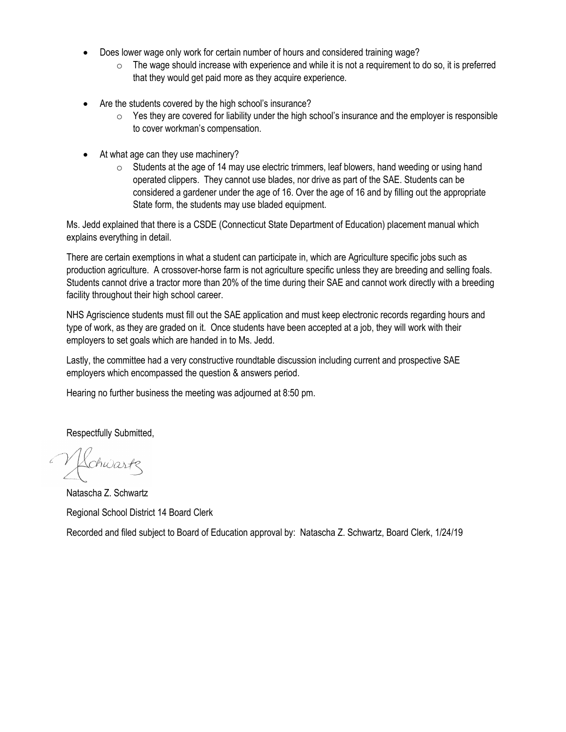- Does lower wage only work for certain number of hours and considered training wage?
    - The wage should increase with experience and while it is not a requirement to do so, it is preferred that they would get paid more as they acquire experience.

- Are the students covered by the high school's insurance?
    - Yes they are covered for liability under the high school's insurance and the employer is responsible to cover workman's compensation.

- At what age can they use machinery?
    - Students at the age of 14 may use electric trimmers, leaf blowers, hand weeding or using hand operated clippers. They cannot use blades, nor drive as part of the SAE. Students can be considered a gardener under the age of 16. Over the age of 16 and by filling out the appropriate State form, the students may use bladed equipment.

Ms. Jedd explained that there is a CSDE (Connecticut State Department of Education) placement manual which explains everything in detail.

There are certain exemptions in what a student can participate in, which are Agriculture specific jobs such as production agriculture. A crossover-horse farm is not agriculture specific unless they are breeding and selling foals. Students cannot drive a tractor more than 20% of the time during their SAE and cannot work directly with a breeding facility throughout their high school career.

NHS Agriscience students must fill out the SAE application and must keep electronic records regarding hours and type of work, as they are graded on it. Once students have been accepted at a job, they will work with their employers to set goals which are handed in to Ms. Jedd.

Lastly, the committee had a very constructive roundtable discussion including current and prospective SAE employers which encompassed the question & answers period.

Hearing no further business the meeting was adjourned at 8:50 pm.

Respectfully Submitted,

N Schwartz

Natascha Z. Schwartz

Regional School District 14 Board Clerk

Recorded and filed subject to Board of Education approval by: Natascha Z. Schwartz, Board Clerk, 1/24/19